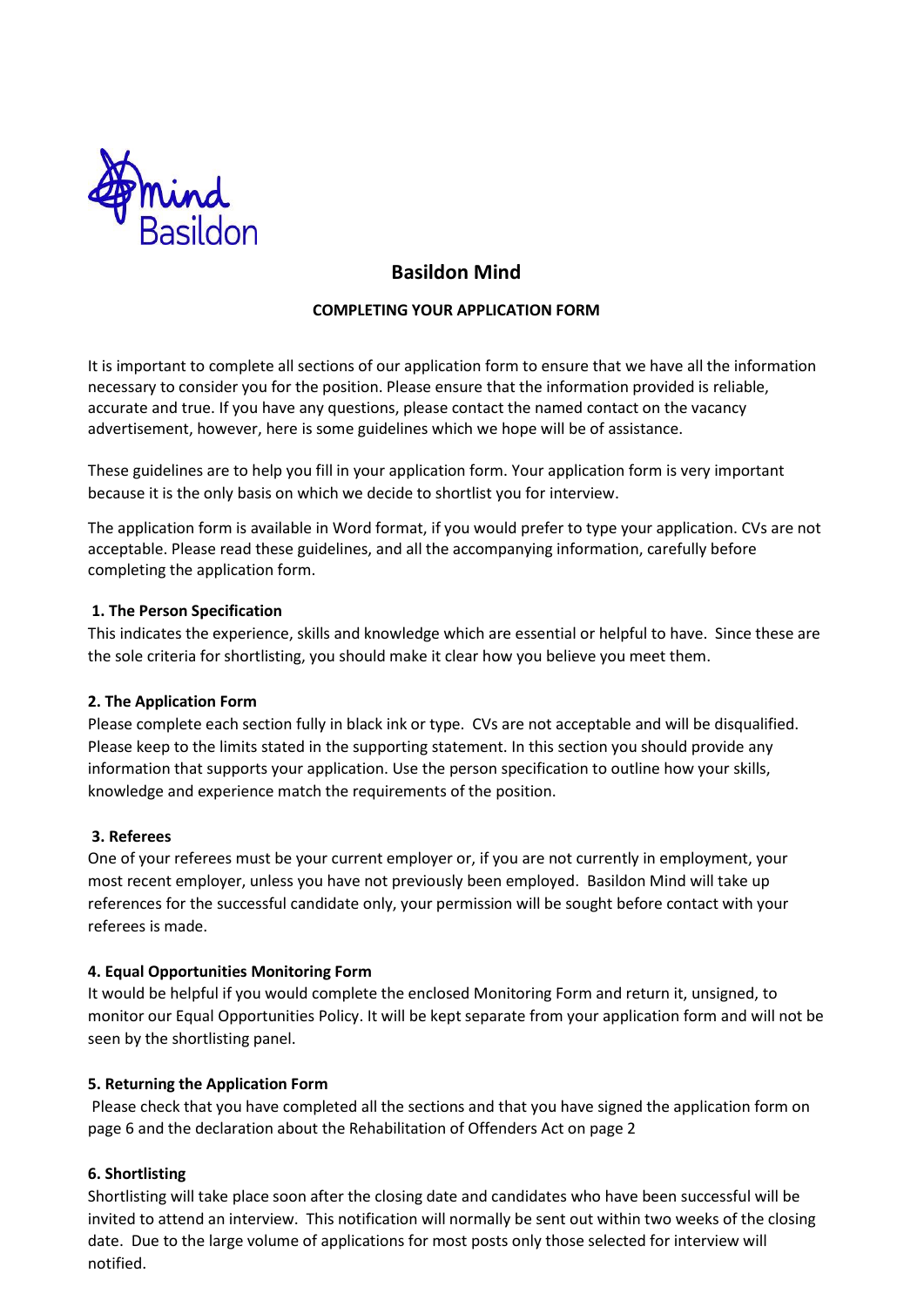# Basildon Mind

### COMPLETING YOUR APPLICATION FORM

It is important to complete all sections of our application form to ensure that we have all the information necessary to consider you for the position. Please ensure that the information provided is reliable, accurate and true. If you have any questions, please contact the named contact on the vacancy advertisement, however, here is some guidelines which we hope will be of assistance.

These guidelines are to help you fill in your application form. Your application form is very important because it is the only basis on which we decide to shortlist you for interview.

The application form is available in Word format, if you would prefer to type your application. CVs are not acceptable. Please read these guidelines, and all the accompanying information, carefully before completing the application form.

**1. The Person Specification**
This indicates the experience, skills and knowledge which are essential or helpful to have. Since these are the sole criteria for shortlisting, you should make it clear how you believe you meet them.

**2. The Application Form**
Please complete each section fully in black ink or type. CVs are not acceptable and will be disqualified. Please keep to the limits stated in the supporting statement. In this section you should provide any information that supports your application. Use the person specification to outline how your skills, knowledge and experience match the requirements of the position.

**3. Referees**
One of your referees must be your current employer or, if you are not currently in employment, your most recent employer, unless you have not previously been employed. Basildon Mind will take up references for the successful candidate only, your permission will be sought before contact with your referees is made.

**4. Equal Opportunities Monitoring Form**
It would be helpful if you would complete the enclosed Monitoring Form and return it, unsigned, to monitor our Equal Opportunities Policy. It will be kept separate from your application form and will not be seen by the shortlisting panel.

**5. Returning the Application Form**
Please check that you have completed all the sections and that you have signed the application form on page 6 and the declaration about the Rehabilitation of Offenders Act on page 2

**6. Shortlisting**
Shortlisting will take place soon after the closing date and candidates who have been successful will be invited to attend an interview. This notification will normally be sent out within two weeks of the closing date. Due to the large volume of applications for most posts only those selected for interview will notified.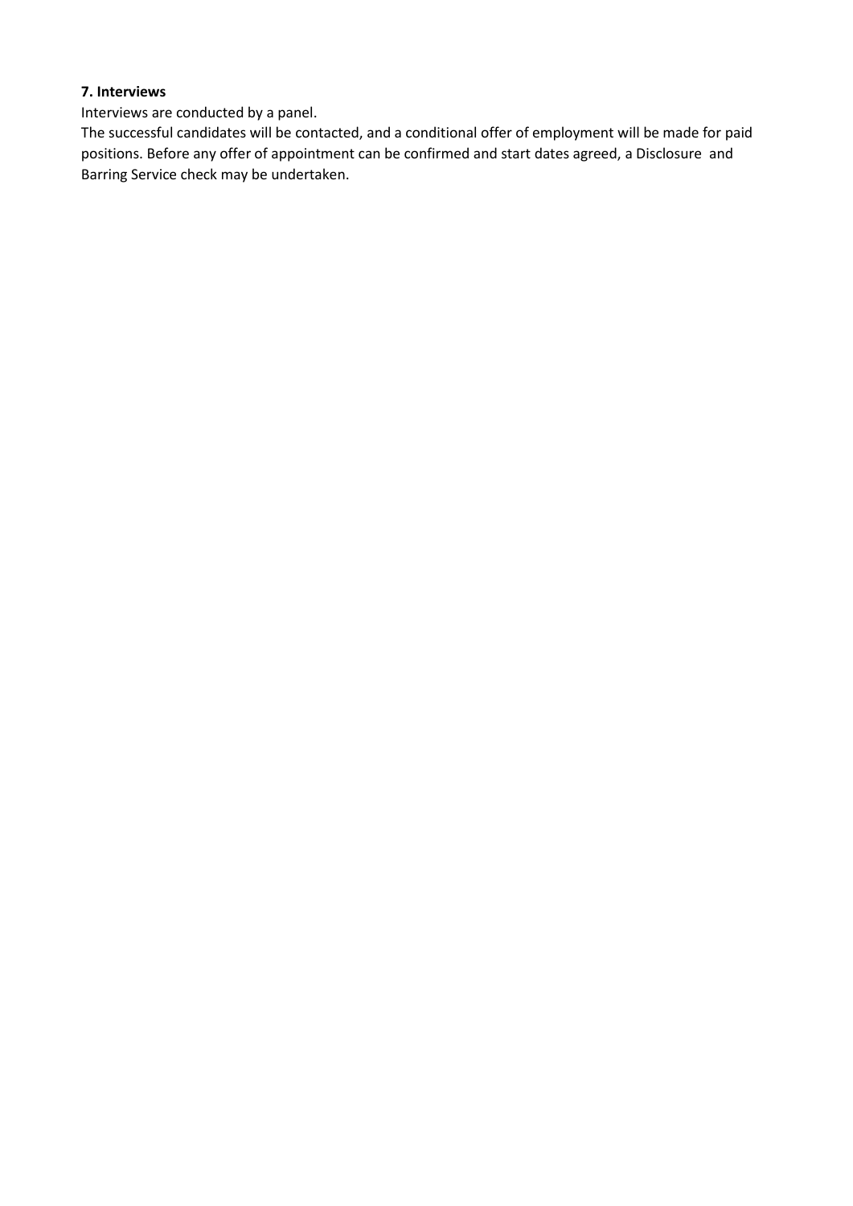**7. Interviews**

Interviews are conducted by a panel.

The successful candidates will be contacted, and a conditional offer of employment will be made for paid positions. Before any offer of appointment can be confirmed and start dates agreed, a Disclosure and Barring Service check may be undertaken.